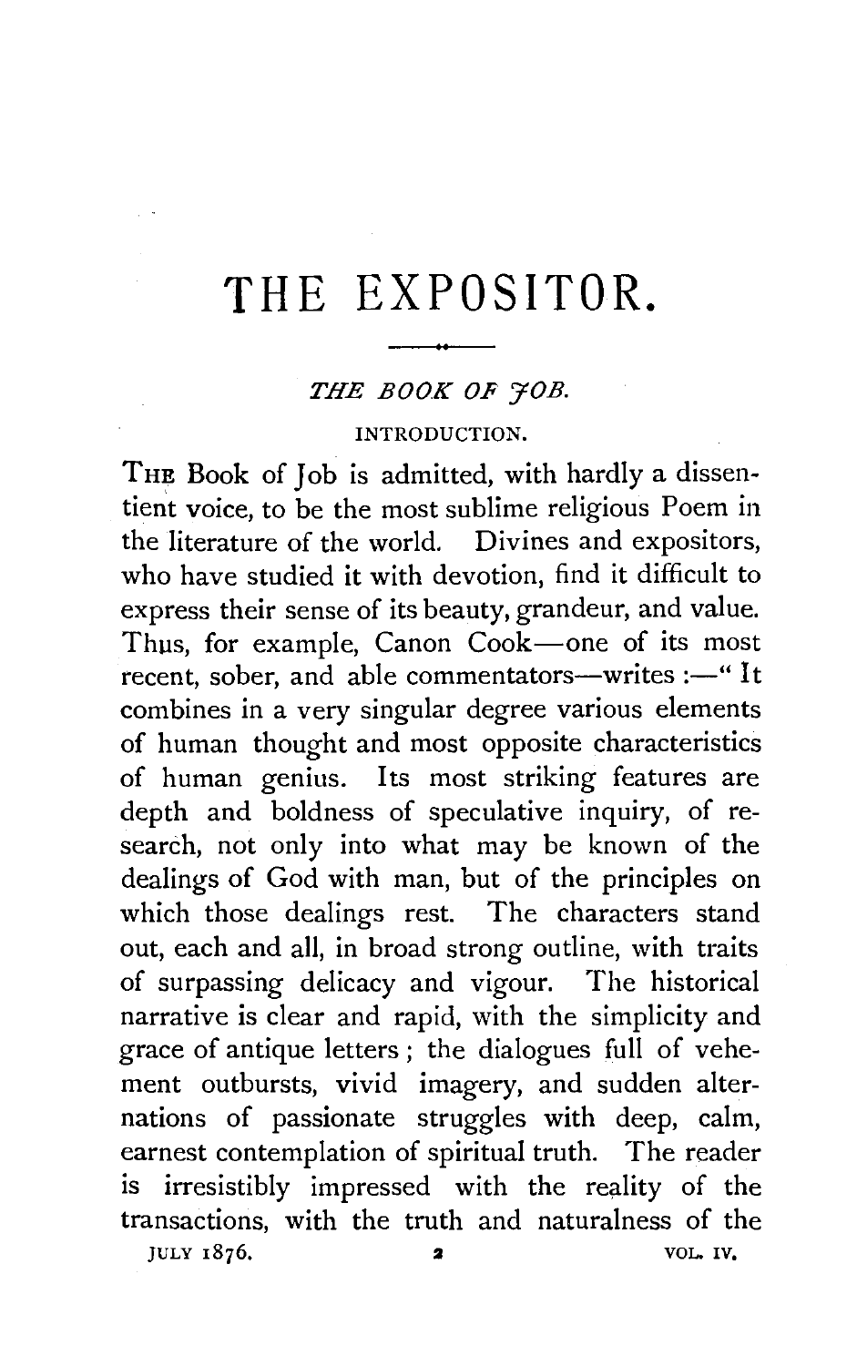# THE EXPOSITOR.

## *THE BOOK OF JOB.*

### INTRODUCTION.

THE Book of Job is admitted, with hardly a dissentient voice, to be the most sublime religious Poem in the literature of the world. Divines and expositors, who have studied it with devotion, find it difficult to express their sense of its beauty, grandeur, and value. Thus, for example, Canon Cook—one of its most recent, sober, and able commentators—writes :—" It combines in a very singular degree various elements of human thought and most opposite characteristics of human genius. Its most striking features are depth and boldness of speculative inquiry, of research, not only into what may be known of the dealings of God with man, but of the principles on which those dealings rest. The characters stand out, each and all, in broad strong outline, with traits of surpassing delicacy and vigour. The historical narrative is clear and rapid, with the simplicity and grace of antique letters ; the dialogues full of vehement outbursts, vivid imagery, and sudden alternations of passionate struggles with deep, calm, earnest contemplation of spiritual truth. The reader is irresistibly impressed with the reality of the transactions, with the truth and naturalness of the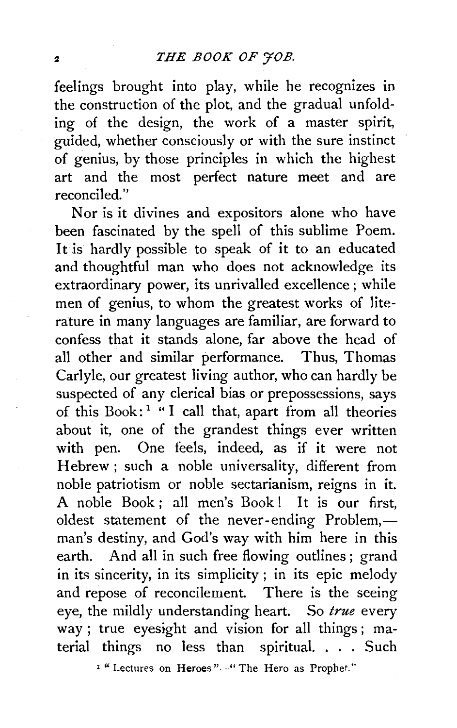feelings brought into play, while he recognizes in the construction of the plot, and the gradual unfolding of the design, the work of a master spirit, guided, whether consciously or with the sure instinct of genius, by those principles in which the highest art and the most perfect nature meet and are reconciled."

Nor is it divines and expositors alone who have been fascinated by the spell of this sublime Poem. It is hardly possible to speak of it to an educated and thoughtful man who does not acknowledge its extraordinary power, its unrivalled excellence; while men of genius, to whom the greatest works of literature in many languages are familiar, are forward to confess that it stands alone, far above the head of all other and similar performance. Thus, Thomas Carlyle, our greatest living author, who can hardly be suspected of any clerical bias or prepossessions, says of this Book:[1] "I call that, apart from all theories about it, one of the grandest things ever written with pen. One feels, indeed, as if it were not Hebrew; such a noble universality, different from noble patriotism or noble sectarianism, reigns in it. A noble Book; all men's Book! It is our first, oldest statement of the never-ending Problem,—man's destiny, and God's way with him here in this earth. And all in such free flowing outlines; grand in its sincerity, in its simplicity; in its epic melody and repose of reconcilement. There is the seeing eye, the mildly understanding heart. So *true* every way; true eyesight and vision for all things; material things no less than spiritual. . . . Such

[1] "Lectures on Heroes"—"The Hero as Prophet."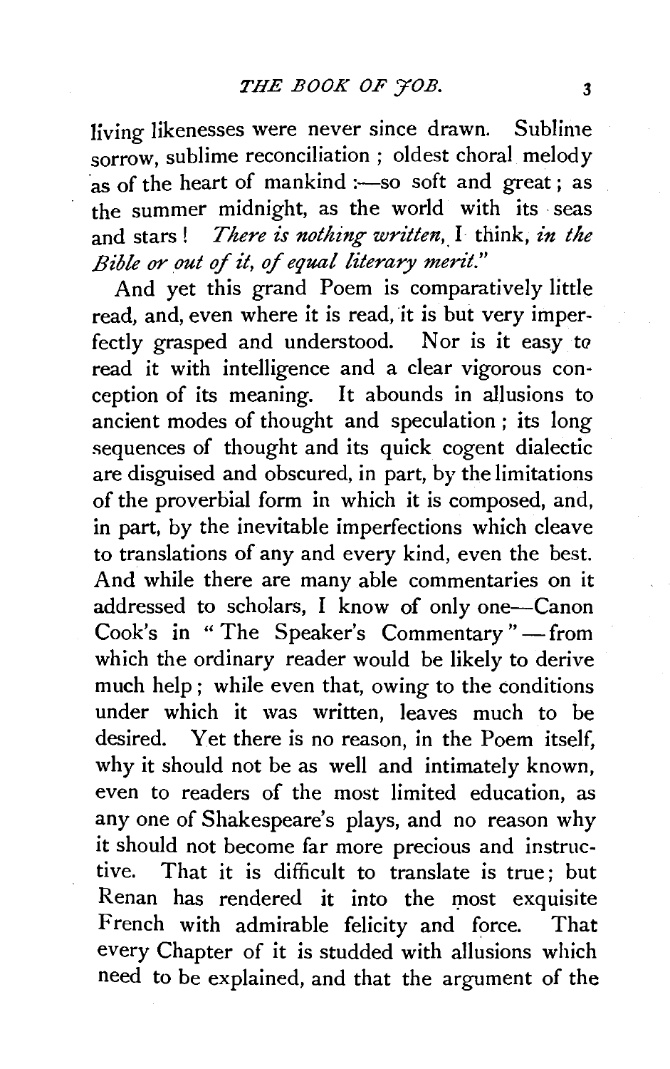living likenesses were never since drawn. Sublime sorrow, sublime reconciliation; oldest choral melody as of the heart of mankind:—so soft and great; as the summer midnight, as the world with its seas and stars! *There is nothing written,* I think, *in the Bible or out of it, of equal literary merit.*"

And yet this grand Poem is comparatively little read, and, even where it is read, it is but very imperfectly grasped and understood. Nor is it easy to read it with intelligence and a clear vigorous conception of its meaning. It abounds in allusions to ancient modes of thought and speculation; its long sequences of thought and its quick cogent dialectic are disguised and obscured, in part, by the limitations of the proverbial form in which it is composed, and, in part, by the inevitable imperfections which cleave to translations of any and every kind, even the best. And while there are many able commentaries on it addressed to scholars, I know of only one—Canon Cook's in "The Speaker's Commentary"—from which the ordinary reader would be likely to derive much help; while even that, owing to the conditions under which it was written, leaves much to be desired. Yet there is no reason, in the Poem itself, why it should not be as well and intimately known, even to readers of the most limited education, as any one of Shakespeare's plays, and no reason why it should not become far more precious and instructive. That it is difficult to translate is true; but Renan has rendered it into the most exquisite French with admirable felicity and force. That every Chapter of it is studded with allusions which need to be explained, and that the argument of the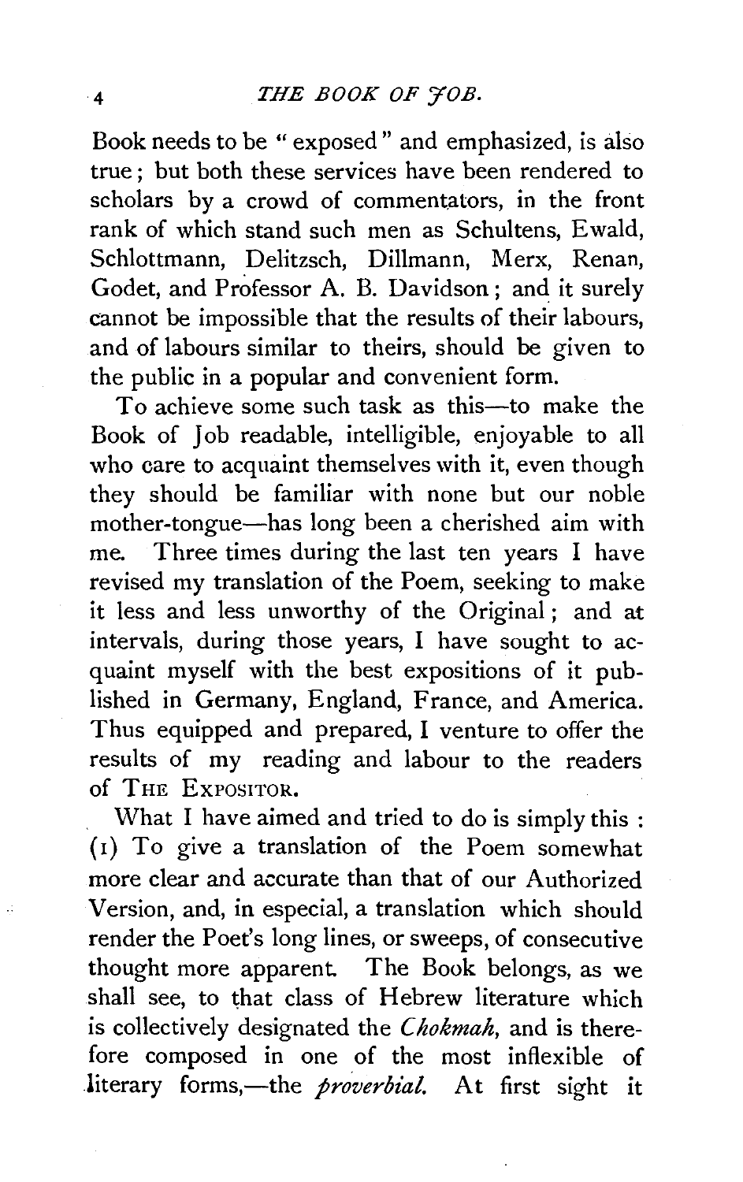Book needs to be "exposed" and emphasized, is also true; but both these services have been rendered to scholars by a crowd of commentators, in the front rank of which stand such men as Schultens, Ewald, Schlottmann, Delitzsch, Dillmann, Merx, Renan, Godet, and Professor A. B. Davidson; and it surely cannot be impossible that the results of their labours, and of labours similar to theirs, should be given to the public in a popular and convenient form.

To achieve some such task as this—to make the Book of Job readable, intelligible, enjoyable to all who care to acquaint themselves with it, even though they should be familiar with none but our noble mother-tongue—has long been a cherished aim with me. Three times during the last ten years I have revised my translation of the Poem, seeking to make it less and less unworthy of the Original; and at intervals, during those years, I have sought to acquaint myself with the best expositions of it published in Germany, England, France, and America. Thus equipped and prepared, I venture to offer the results of my reading and labour to the readers of THE EXPOSITOR.

What I have aimed and tried to do is simply this: (1) To give a translation of the Poem somewhat more clear and accurate than that of our Authorized Version, and, in especial, a translation which should render the Poet's long lines, or sweeps, of consecutive thought more apparent. The Book belongs, as we shall see, to that class of Hebrew literature which is collectively designated the *Chokmah*, and is therefore composed in one of the most inflexible of literary forms,—the *proverbial*. At first sight it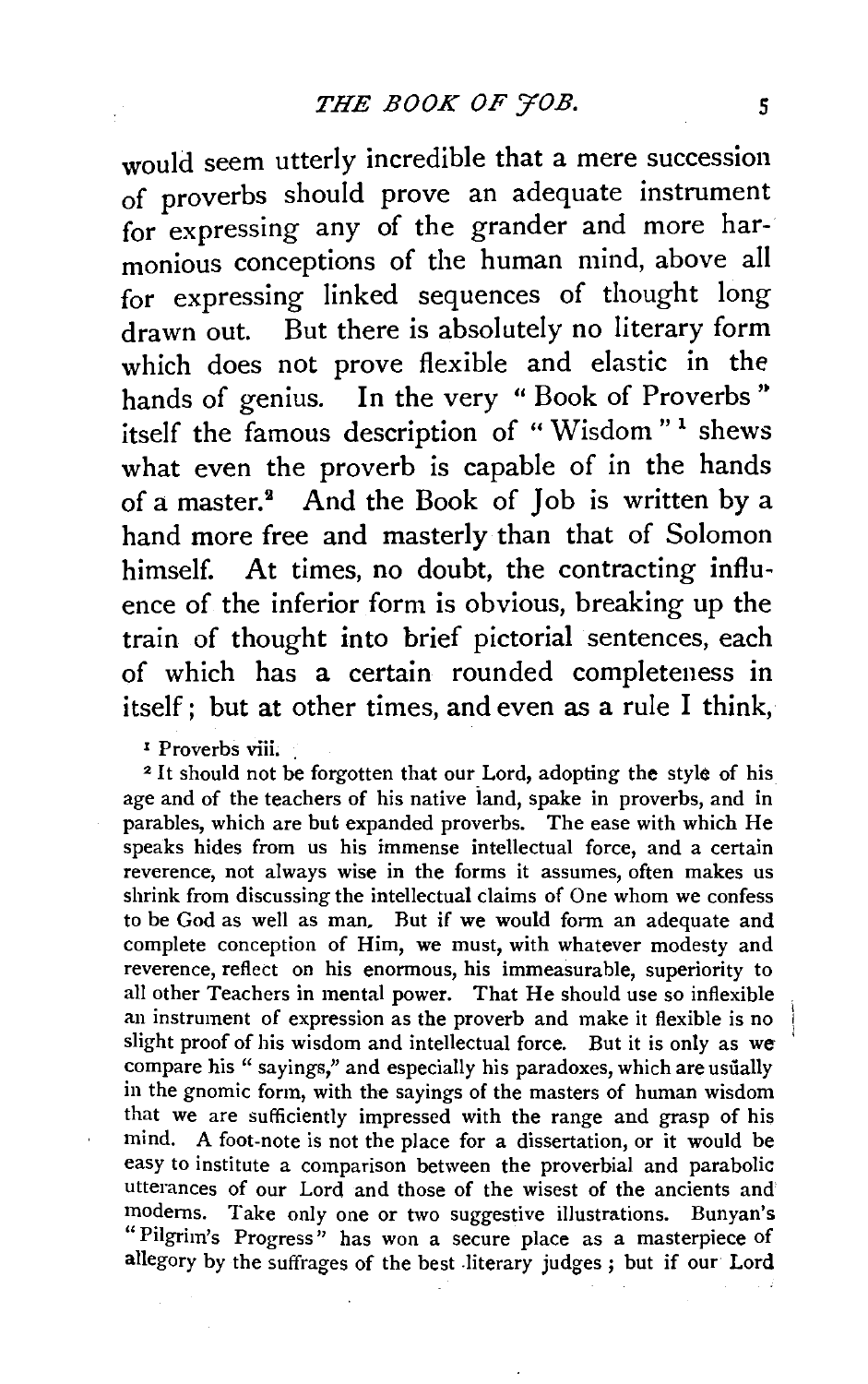would seem utterly incredible that a mere succession of proverbs should prove an adequate instrument for expressing any of the grander and more harmonious conceptions of the human mind, above all for expressing linked sequences of thought long drawn out. But there is absolutely no literary form which does not prove flexible and elastic in the hands of genius. In the very "Book of Proverbs" itself the famous description of "Wisdom"[1] shews what even the proverb is capable of in the hands of a master.[2] And the Book of Job is written by a hand more free and masterly than that of Solomon himself. At times, no doubt, the contracting influence of the inferior form is obvious, breaking up the train of thought into brief pictorial sentences, each of which has a certain rounded completeness in itself; but at other times, and even as a rule I think,

[1] Proverbs viii.

[2] It should not be forgotten that our Lord, adopting the style of his age and of the teachers of his native land, spake in proverbs, and in parables, which are but expanded proverbs. The ease with which He speaks hides from us his immense intellectual force, and a certain reverence, not always wise in the forms it assumes, often makes us shrink from discussing the intellectual claims of One whom we confess to be God as well as man. But if we would form an adequate and complete conception of Him, we must, with whatever modesty and reverence, reflect on his enormous, his immeasurable, superiority to all other Teachers in mental power. That He should use so inflexible an instrument of expression as the proverb and make it flexible is no slight proof of his wisdom and intellectual force. But it is only as we compare his "sayings," and especially his paradoxes, which are usually in the gnomic form, with the sayings of the masters of human wisdom that we are sufficiently impressed with the range and grasp of his mind. A foot-note is not the place for a dissertation, or it would be easy to institute a comparison between the proverbial and parabolic utterances of our Lord and those of the wisest of the ancients and moderns. Take only one or two suggestive illustrations. Bunyan's "Pilgrim's Progress" has won a secure place as a masterpiece of allegory by the suffrages of the best literary judges; but if our Lord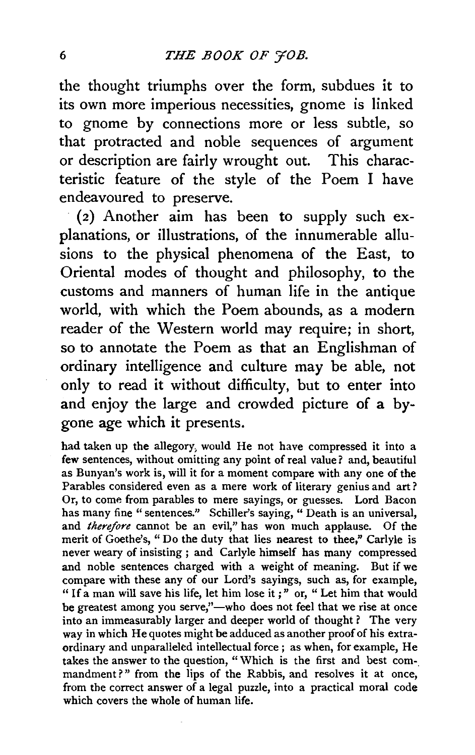the thought triumphs over the form, subdues it to its own more imperious necessities, gnome is linked to gnome by connections more or less subtle, so that protracted and noble sequences of argument or description are fairly wrought out. This characteristic feature of the style of the Poem I have endeavoured to preserve.

(2) Another aim has been to supply such explanations, or illustrations, of the innumerable allusions to the physical phenomena of the East, to Oriental modes of thought and philosophy, to the customs and manners of human life in the antique world, with which the Poem abounds, as a modern reader of the Western world may require; in short, so to annotate the Poem as that an Englishman of ordinary intelligence and culture may be able, not only to read it without difficulty, but to enter into and enjoy the large and crowded picture of a bygone age which it presents.

had taken up the allegory, would He not have compressed it into a few sentences, without omitting any point of real value? and, beautiful as Bunyan's work is, will it for a moment compare with any one of the Parables considered even as a mere work of literary genius and art? Or, to come from parables to mere sayings, or guesses. Lord Bacon has many fine "sentences." Schiller's saying, "Death is an universal, and *therefore* cannot be an evil," has won much applause. Of the merit of Goethe's, "Do the duty that lies nearest to thee," Carlyle is never weary of insisting; and Carlyle himself has many compressed and noble sentences charged with a weight of meaning. But if we compare with these any of our Lord's sayings, such as, for example, "If a man will save his life, let him lose it;" or, "Let him that would be greatest among you serve,"—who does not feel that we rise at once into an immeasurably larger and deeper world of thought? The very way in which He quotes might be adduced as another proof of his extraordinary and unparalleled intellectual force; as when, for example, He takes the answer to the question, "Which is the first and best commandment?" from the lips of the Rabbis, and resolves it at once, from the correct answer of a legal puzzle, into a practical moral code which covers the whole of human life.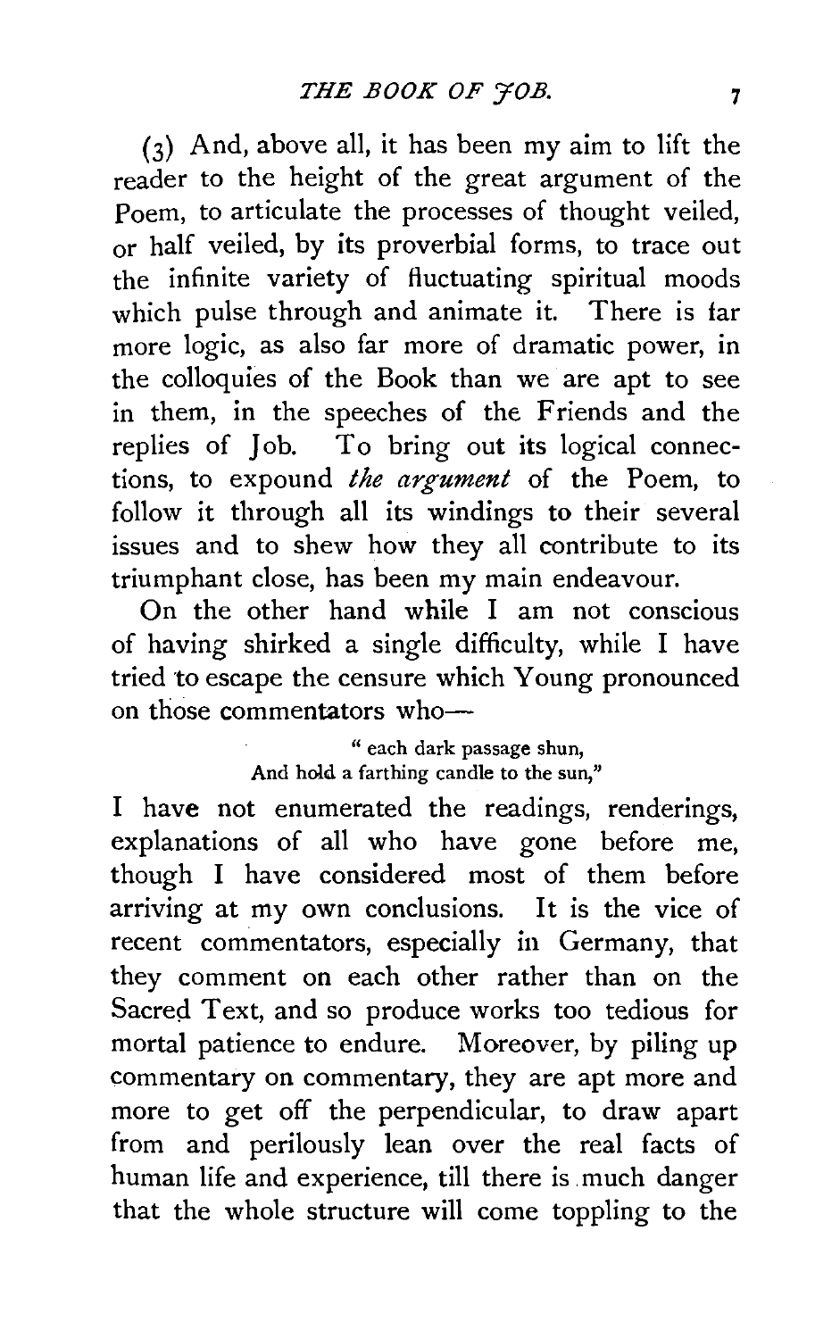(3) And, above all, it has been my aim to lift the reader to the height of the great argument of the Poem, to articulate the processes of thought veiled, or half veiled, by its proverbial forms, to trace out the infinite variety of fluctuating spiritual moods which pulse through and animate it. There is far more logic, as also far more of dramatic power, in the colloquies of the Book than we are apt to see in them, in the speeches of the Friends and the replies of Job. To bring out its logical connections, to expound *the argument* of the Poem, to follow it through all its windings to their several issues and to shew how they all contribute to its triumphant close, has been my main endeavour.

On the other hand while I am not conscious of having shirked a single difficulty, while I have tried to escape the censure which Young pronounced on those commentators who—

> "each dark passage shun,
> And hold a farthing candle to the sun,"

I have not enumerated the readings, renderings, explanations of all who have gone before me, though I have considered most of them before arriving at my own conclusions. It is the vice of recent commentators, especially in Germany, that they comment on each other rather than on the Sacred Text, and so produce works too tedious for mortal patience to endure. Moreover, by piling up commentary on commentary, they are apt more and more to get off the perpendicular, to draw apart from and perilously lean over the real facts of human life and experience, till there is much danger that the whole structure will come toppling to the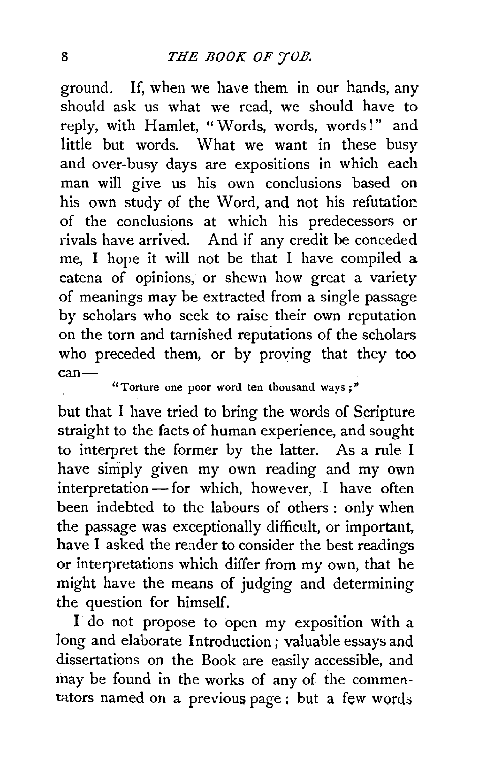ground. If, when we have them in our hands, any should ask us what we read, we should have to reply, with Hamlet, "Words, words, words!" and little but words. What we want in these busy and over-busy days are expositions in which each man will give us his own conclusions based on his own study of the Word, and not his refutation of the conclusions at which his predecessors or rivals have arrived. And if any credit be conceded me, I hope it will not be that I have compiled a catena of opinions, or shewn how great a variety of meanings may be extracted from a single passage by scholars who seek to raise their own reputation on the torn and tarnished reputations of the scholars who preceded them, or by proving that they too can—

> "Torture one poor word ten thousand ways;"

but that I have tried to bring the words of Scripture straight to the facts of human experience, and sought to interpret the former by the latter. As a rule I have simply given my own reading and my own interpretation — for which, however, I have often been indebted to the labours of others: only when the passage was exceptionally difficult, or important, have I asked the reader to consider the best readings or interpretations which differ from my own, that he might have the means of judging and determining the question for himself.

I do not propose to open my exposition with a long and elaborate Introduction; valuable essays and dissertations on the Book are easily accessible, and may be found in the works of any of the commentators named on a previous page: but a few words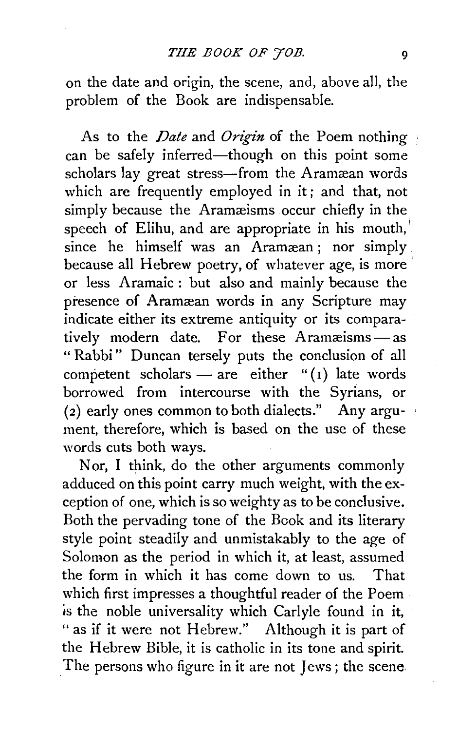on the date and origin, the scene, and, above all, the problem of the Book are indispensable.

As to the *Date* and *Origin* of the Poem nothing can be safely inferred—though on this point some scholars lay great stress—from the Aramæan words which are frequently employed in it; and that, not simply because the Aramæisms occur chiefly in the speech of Elihu, and are appropriate in his mouth, since he himself was an Aramæan; nor simply because all Hebrew poetry, of whatever age, is more or less Aramaic: but also and mainly because the presence of Aramæan words in any Scripture may indicate either its extreme antiquity or its comparatively modern date. For these Aramæisms — as "Rabbi" Duncan tersely puts the conclusion of all competent scholars — are either "(1) late words borrowed from intercourse with the Syrians, or (2) early ones common to both dialects." Any argument, therefore, which is based on the use of these words cuts both ways.

Nor, I think, do the other arguments commonly adduced on this point carry much weight, with the exception of one, which is so weighty as to be conclusive. Both the pervading tone of the Book and its literary style point steadily and unmistakably to the age of Solomon as the period in which it, at least, assumed the form in which it has come down to us. That which first impresses a thoughtful reader of the Poem is the noble universality which Carlyle found in it, "as if it were not Hebrew." Although it is part of the Hebrew Bible, it is catholic in its tone and spirit. The persons who figure in it are not Jews; the scene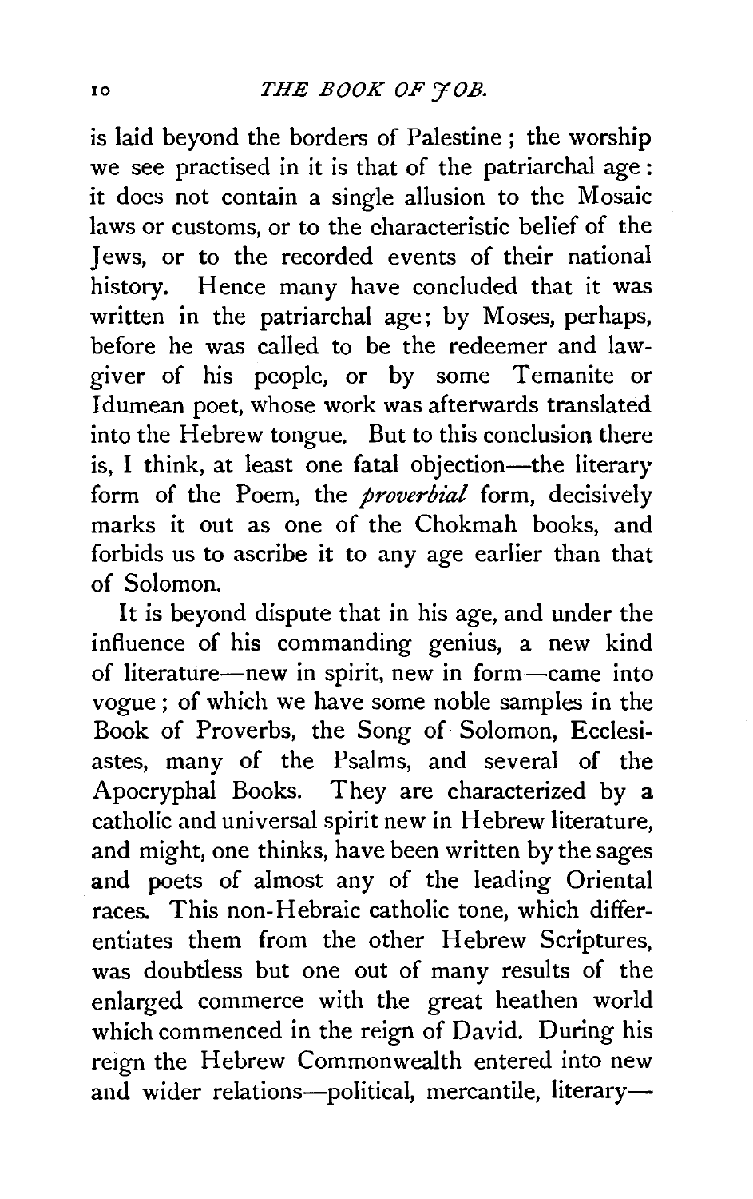is laid beyond the borders of Palestine; the worship we see practised in it is that of the patriarchal age: it does not contain a single allusion to the Mosaic laws or customs, or to the characteristic belief of the Jews, or to the recorded events of their national history. Hence many have concluded that it was written in the patriarchal age; by Moses, perhaps, before he was called to be the redeemer and law-giver of his people, or by some Temanite or Idumean poet, whose work was afterwards translated into the Hebrew tongue. But to this conclusion there is, I think, at least one fatal objection—the literary form of the Poem, the *proverbial* form, decisively marks it out as one of the Chokmah books, and forbids us to ascribe it to any age earlier than that of Solomon.

It is beyond dispute that in his age, and under the influence of his commanding genius, a new kind of literature—new in spirit, new in form—came into vogue; of which we have some noble samples in the Book of Proverbs, the Song of Solomon, Ecclesiastes, many of the Psalms, and several of the Apocryphal Books. They are characterized by a catholic and universal spirit new in Hebrew literature, and might, one thinks, have been written by the sages and poets of almost any of the leading Oriental races. This non-Hebraic catholic tone, which differentiates them from the other Hebrew Scriptures, was doubtless but one out of many results of the enlarged commerce with the great heathen world which commenced in the reign of David. During his reign the Hebrew Commonwealth entered into new and wider relations—political, mercantile, literary—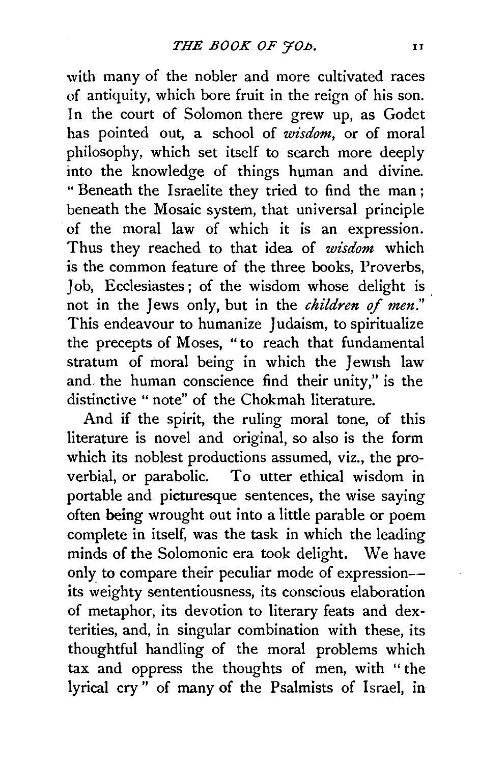with many of the nobler and more cultivated races of antiquity, which bore fruit in the reign of his son. In the court of Solomon there grew up, as Godet has pointed out, a school of *wisdom*, or of moral philosophy, which set itself to search more deeply into the knowledge of things human and divine. "Beneath the Israelite they tried to find the man; beneath the Mosaic system, that universal principle of the moral law of which it is an expression. Thus they reached to that idea of *wisdom* which is the common feature of the three books, Proverbs, Job, Ecclesiastes; of the wisdom whose delight is not in the Jews only, but in the *children of men*." This endeavour to humanize Judaism, to spiritualize the precepts of Moses, "to reach that fundamental stratum of moral being in which the Jewish law and the human conscience find their unity," is the distinctive "note" of the Chokmah literature.

And if the spirit, the ruling moral tone, of this literature is novel and original, so also is the form which its noblest productions assumed, viz., the proverbial, or parabolic. To utter ethical wisdom in portable and picturesque sentences, the wise saying often being wrought out into a little parable or poem complete in itself, was the task in which the leading minds of the Solomonic era took delight. We have only to compare their peculiar mode of expression—its weighty sententiousness, its conscious elaboration of metaphor, its devotion to literary feats and dexterities, and, in singular combination with these, its thoughtful handling of the moral problems which tax and oppress the thoughts of men, with "the lyrical cry" of many of the Psalmists of Israel, in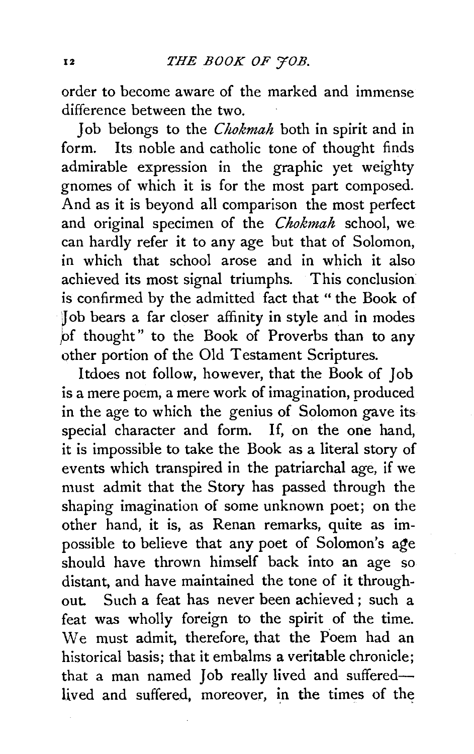order to become aware of the marked and immense difference between the two.

Job belongs to the *Chokmah* both in spirit and in form. Its noble and catholic tone of thought finds admirable expression in the graphic yet weighty gnomes of which it is for the most part composed. And as it is beyond all comparison the most perfect and original specimen of the *Chokmah* school, we can hardly refer it to any age but that of Solomon, in which that school arose and in which it also achieved its most signal triumphs. This conclusion is confirmed by the admitted fact that " the Book of Job bears a far closer affinity in style and in modes of thought" to the Book of Proverbs than to any other portion of the Old Testament Scriptures.

Itdoes not follow, however, that the Book of Job is a mere poem, a mere work of imagination, produced in the age to which the genius of Solomon gave its special character and form. If, on the one hand, it is impossible to take the Book as a literal story of events which transpired in the patriarchal age, if we must admit that the Story has passed through the shaping imagination of some unknown poet; on the other hand, it is, as Renan remarks, quite as impossible to believe that any poet of Solomon's age should have thrown himself back into an age so distant, and have maintained the tone of it throughout. Such a feat has never been achieved; such a feat was wholly foreign to the spirit of the time. We must admit, therefore, that the Poem had an historical basis; that it embalms a veritable chronicle; that a man named Job really lived and suffered—lived and suffered, moreover, in the times of the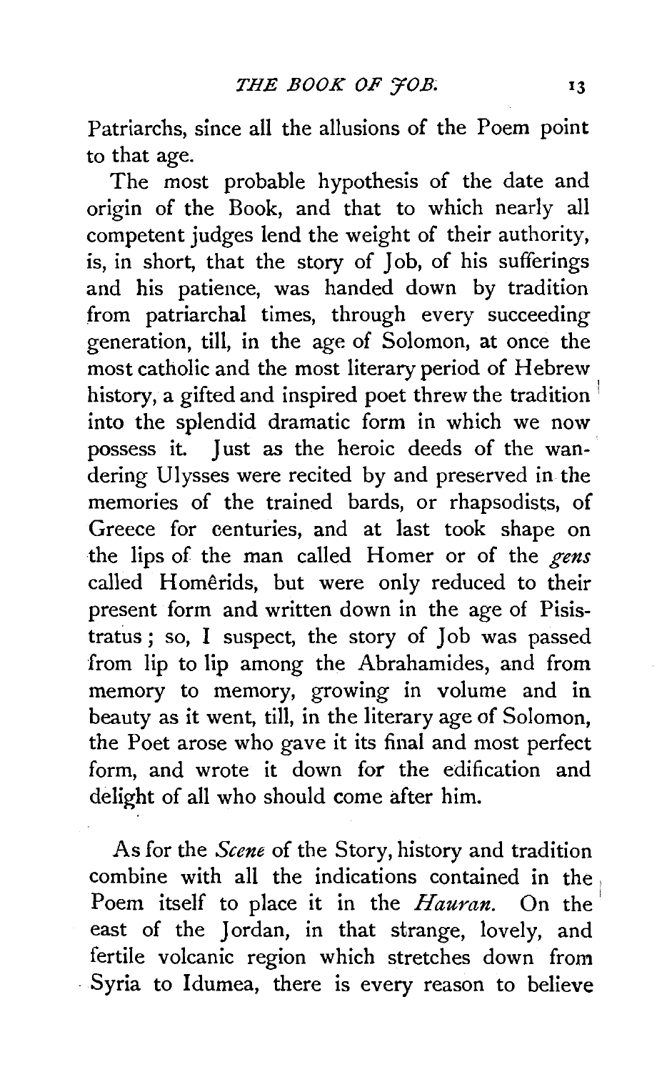Patriarchs, since all the allusions of the Poem point to that age.

The most probable hypothesis of the date and origin of the Book, and that to which nearly all competent judges lend the weight of their authority, is, in short, that the story of Job, of his sufferings and his patience, was handed down by tradition from patriarchal times, through every succeeding generation, till, in the age of Solomon, at once the most catholic and the most literary period of Hebrew history, a gifted and inspired poet threw the tradition into the splendid dramatic form in which we now possess it. Just as the heroic deeds of the wandering Ulysses were recited by and preserved in the memories of the trained bards, or rhapsodists, of Greece for centuries, and at last took shape on the lips of the man called Homer or of the *gens* called Homêrids, but were only reduced to their present form and written down in the age of Pisistratus; so, I suspect, the story of Job was passed from lip to lip among the Abrahamides, and from memory to memory, growing in volume and in beauty as it went, till, in the literary age of Solomon, the Poet arose who gave it its final and most perfect form, and wrote it down for the edification and delight of all who should come after him.

As for the *Scene* of the Story, history and tradition combine with all the indications contained in the Poem itself to place it in the *Hauran*. On the east of the Jordan, in that strange, lovely, and fertile volcanic region which stretches down from Syria to Idumea, there is every reason to believe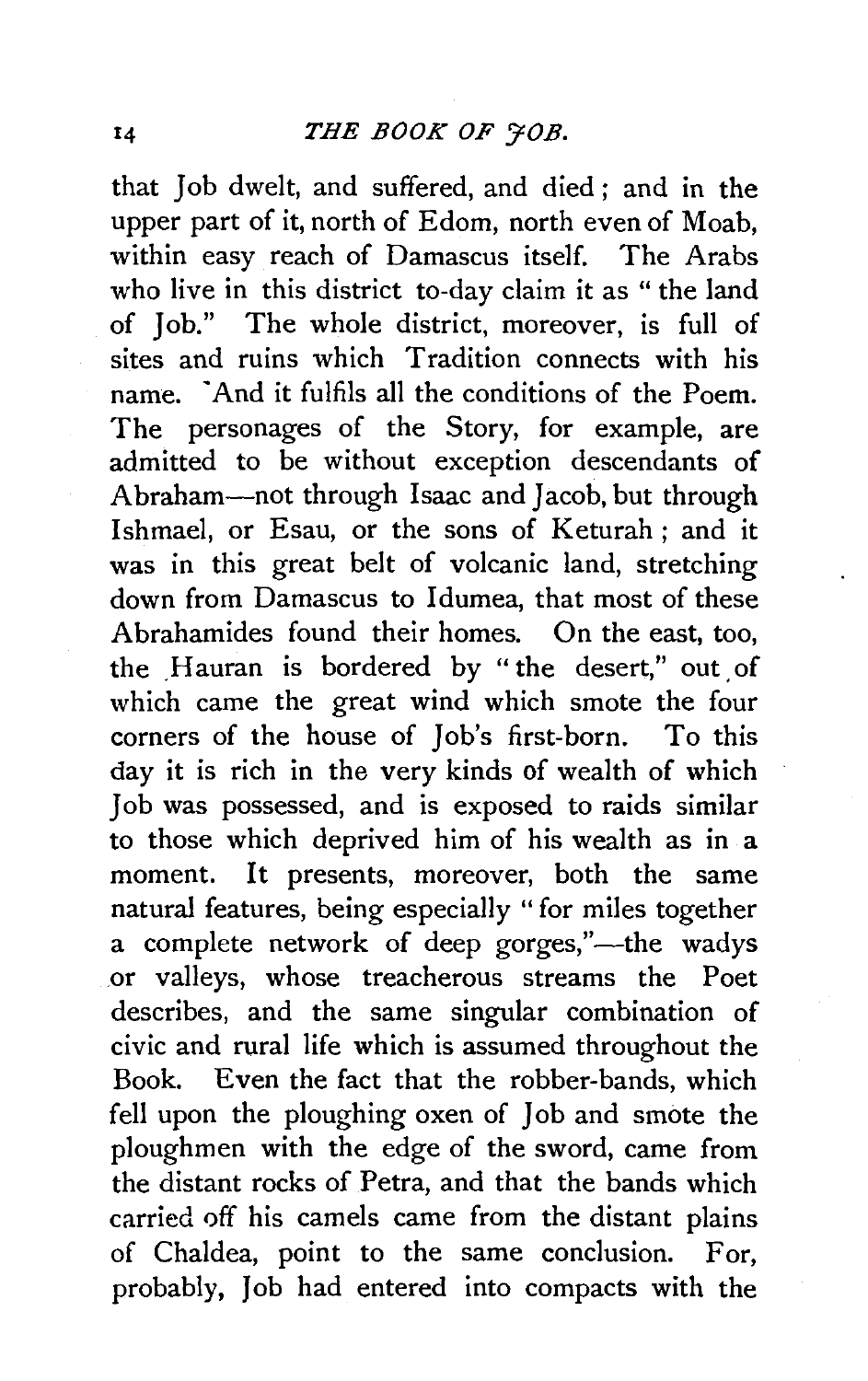that Job dwelt, and suffered, and died; and in the upper part of it, north of Edom, north even of Moab, within easy reach of Damascus itself. The Arabs who live in this district to-day claim it as "the land of Job." The whole district, moreover, is full of sites and ruins which Tradition connects with his name. And it fulfils all the conditions of the Poem. The personages of the Story, for example, are admitted to be without exception descendants of Abraham—not through Isaac and Jacob, but through Ishmael, or Esau, or the sons of Keturah; and it was in this great belt of volcanic land, stretching down from Damascus to Idumea, that most of these Abrahamides found their homes. On the east, too, the Hauran is bordered by "the desert," out of which came the great wind which smote the four corners of the house of Job's first-born. To this day it is rich in the very kinds of wealth of which Job was possessed, and is exposed to raids similar to those which deprived him of his wealth as in a moment. It presents, moreover, both the same natural features, being especially "for miles together a complete network of deep gorges,"—the wadys or valleys, whose treacherous streams the Poet describes, and the same singular combination of civic and rural life which is assumed throughout the Book. Even the fact that the robber-bands, which fell upon the ploughing oxen of Job and smote the ploughmen with the edge of the sword, came from the distant rocks of Petra, and that the bands which carried off his camels came from the distant plains of Chaldea, point to the same conclusion. For, probably, Job had entered into compacts with the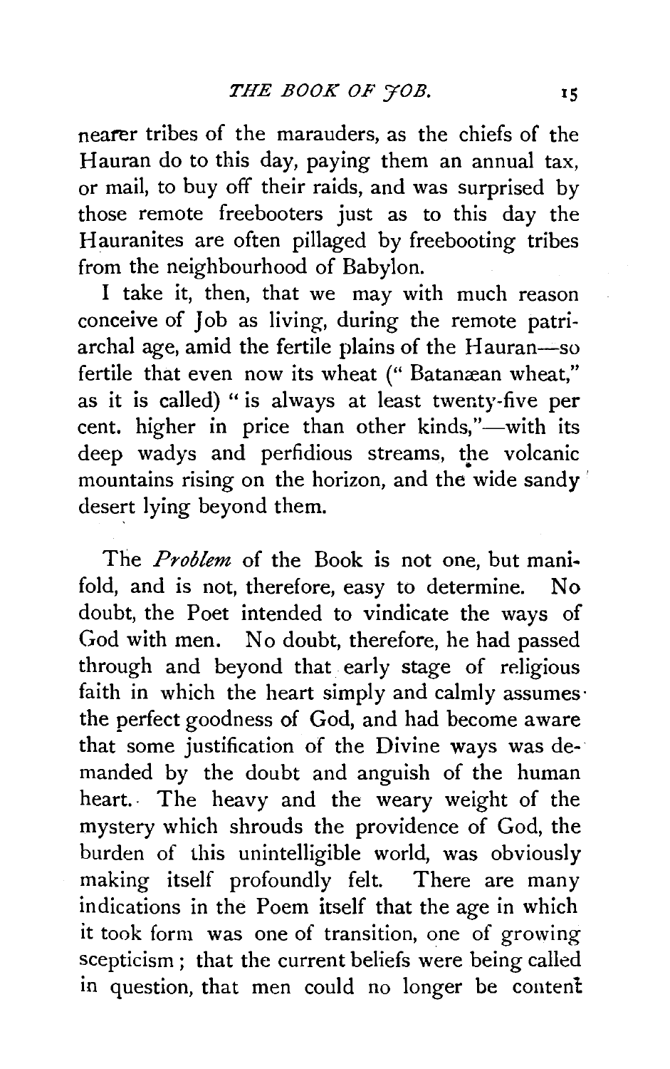nearer tribes of the marauders, as the chiefs of the Hauran do to this day, paying them an annual tax, or mail, to buy off their raids, and was surprised by those remote freebooters just as to this day the Hauranites are often pillaged by freebooting tribes from the neighbourhood of Babylon.

I take it, then, that we may with much reason conceive of Job as living, during the remote patriarchal age, amid the fertile plains of the Hauran—so fertile that even now its wheat (" Batanæan wheat," as it is called) " is always at least twenty-five per cent. higher in price than other kinds,"—with its deep wadys and perfidious streams, the volcanic mountains rising on the horizon, and the wide sandy desert lying beyond them.

The *Problem* of the Book is not one, but manifold, and is not, therefore, easy to determine. No doubt, the Poet intended to vindicate the ways of God with men. No doubt, therefore, he had passed through and beyond that early stage of religious faith in which the heart simply and calmly assumes the perfect goodness of God, and had become aware that some justification of the Divine ways was demanded by the doubt and anguish of the human heart. The heavy and the weary weight of the mystery which shrouds the providence of God, the burden of this unintelligible world, was obviously making itself profoundly felt. There are many indications in the Poem itself that the age in which it took form was one of transition, one of growing scepticism; that the current beliefs were being called in question, that men could no longer be content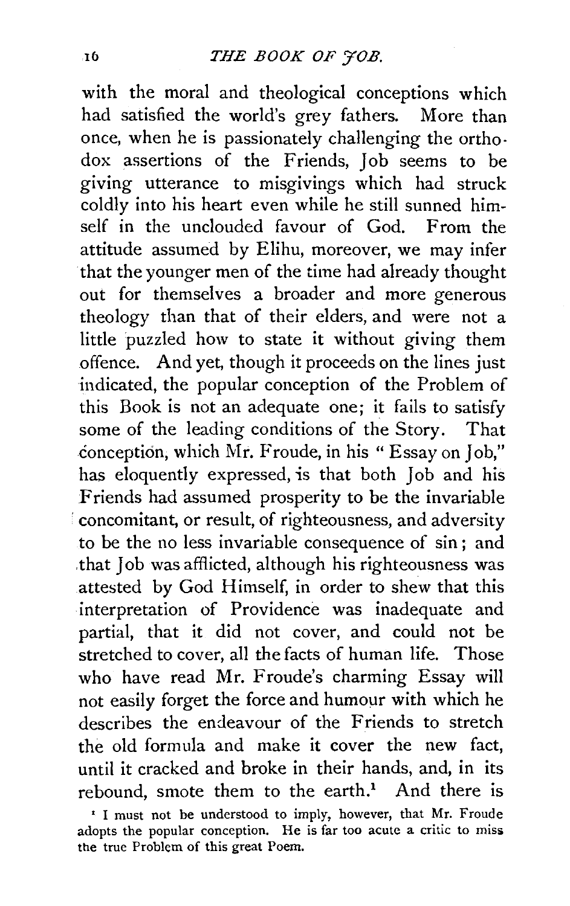with the moral and theological conceptions which had satisfied the world's grey fathers. More than once, when he is passionately challenging the orthodox assertions of the Friends, Job seems to be giving utterance to misgivings which had struck coldly into his heart even while he still sunned himself in the unclouded favour of God. From the attitude assumed by Elihu, moreover, we may infer that the younger men of the time had already thought out for themselves a broader and more generous theology than that of their elders, and were not a little puzzled how to state it without giving them offence. And yet, though it proceeds on the lines just indicated, the popular conception of the Problem of this Book is not an adequate one; it fails to satisfy some of the leading conditions of the Story. That conception, which Mr. Froude, in his "Essay on Job," has eloquently expressed, is that both Job and his Friends had assumed prosperity to be the invariable concomitant, or result, of righteousness, and adversity to be the no less invariable consequence of sin; and that Job was afflicted, although his righteousness was attested by God Himself, in order to shew that this interpretation of Providence was inadequate and partial, that it did not cover, and could not be stretched to cover, all the facts of human life. Those who have read Mr. Froude's charming Essay will not easily forget the force and humour with which he describes the endeavour of the Friends to stretch the old formula and make it cover the new fact, until it cracked and broke in their hands, and, in its rebound, smote them to the earth.[1] And there is

[1] I must not be understood to imply, however, that Mr. Froude adopts the popular conception. He is far too acute a critic to miss the true Problem of this great Poem.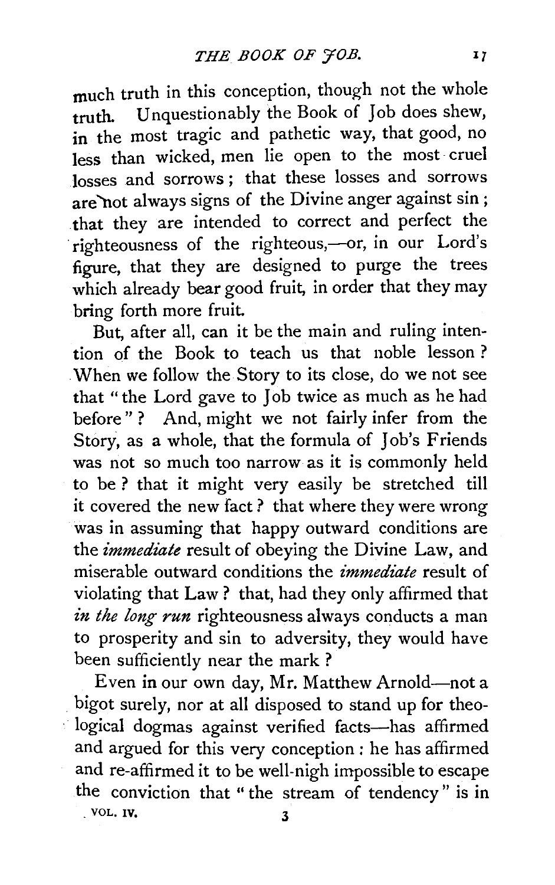much truth in this conception, though not the whole truth. Unquestionably the Book of Job does shew, in the most tragic and pathetic way, that good, no less than wicked, men lie open to the most cruel losses and sorrows; that these losses and sorrows are not always signs of the Divine anger against sin; that they are intended to correct and perfect the righteousness of the righteous,—or, in our Lord's figure, that they are designed to purge the trees which already bear good fruit, in order that they may bring forth more fruit.

But, after all, can it be the main and ruling intention of the Book to teach us that noble lesson? When we follow the Story to its close, do we not see that "the Lord gave to Job twice as much as he had before"? And, might we not fairly infer from the Story, as a whole, that the formula of Job's Friends was not so much too narrow as it is commonly held to be? that it might very easily be stretched till it covered the new fact? that where they were wrong was in assuming that happy outward conditions are the *immediate* result of obeying the Divine Law, and miserable outward conditions the *immediate* result of violating that Law? that, had they only affirmed that *in the long run* righteousness always conducts a man to prosperity and sin to adversity, they would have been sufficiently near the mark?

Even in our own day, Mr. Matthew Arnold—not a bigot surely, nor at all disposed to stand up for theological dogmas against verified facts—has affirmed and argued for this very conception: he has affirmed and re-affirmed it to be well-nigh impossible to escape the conviction that "the stream of tendency" is in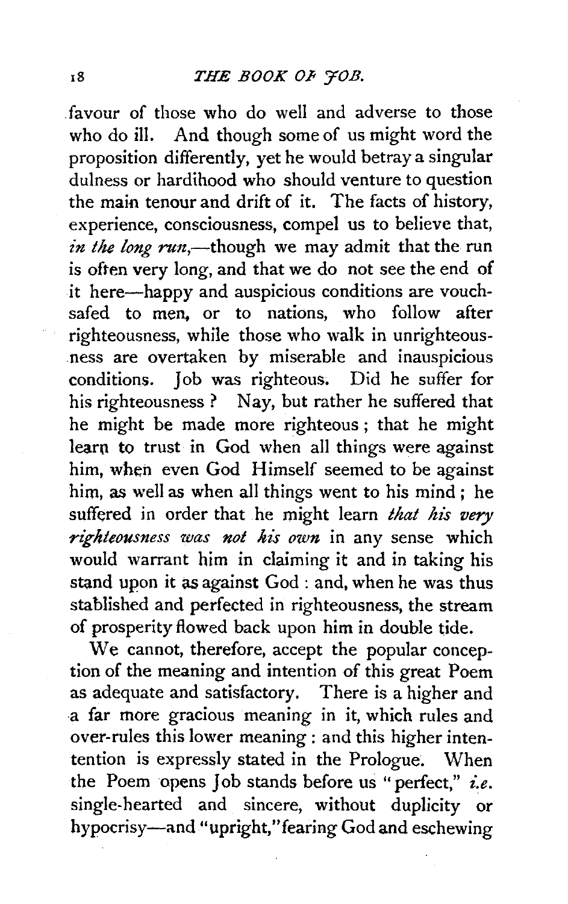favour of those who do well and adverse to those who do ill. And though some of us might word the proposition differently, yet he would betray a singular dulness or hardihood who should venture to question the main tenour and drift of it. The facts of history, experience, consciousness, compel us to believe that, *in the long run*,—though we may admit that the run is often very long, and that we do not see the end of it here—happy and auspicious conditions are vouchsafed to men, or to nations, who follow after righteousness, while those who walk in unrighteousness are overtaken by miserable and inauspicious conditions. Job was righteous. Did he suffer for his righteousness? Nay, but rather he suffered that he might be made more righteous; that he might learn to trust in God when all things were against him, when even God Himself seemed to be against him, as well as when all things went to his mind; he suffered in order that he might learn *that his very righteousness was not his own* in any sense which would warrant him in claiming it and in taking his stand upon it as against God: and, when he was thus stablished and perfected in righteousness, the stream of prosperity flowed back upon him in double tide.

We cannot, therefore, accept the popular conception of the meaning and intention of this great Poem as adequate and satisfactory. There is a higher and a far more gracious meaning in it, which rules and over-rules this lower meaning: and this higher intentention is expressly stated in the Prologue. When the Poem opens Job stands before us "perfect," *i.e.* single-hearted and sincere, without duplicity or hypocrisy—and "upright," fearing God and eschewing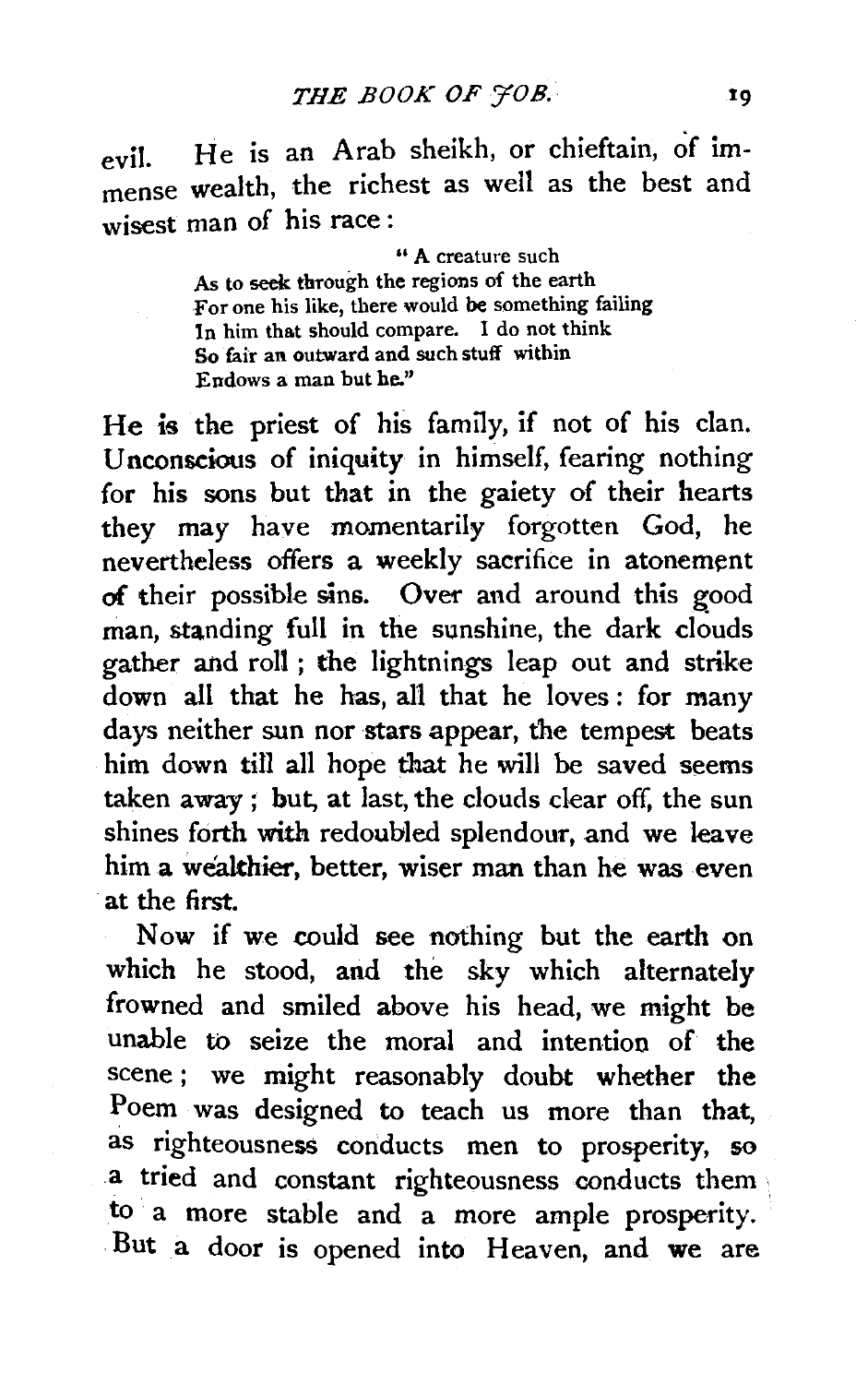evil. He is an Arab sheikh, or chieftain, of immense wealth, the richest as well as the best and wisest man of his race:

> " A creature such
> As to seek through the regions of the earth
> For one his like, there would be something failing
> In him that should compare. I do not think
> So fair an outward and such stuff within
> Endows a man but he."

He is the priest of his family, if not of his clan. Unconscious of iniquity in himself, fearing nothing for his sons but that in the gaiety of their hearts they may have momentarily forgotten God, he nevertheless offers a weekly sacrifice in atonement of their possible sins. Over and around this good man, standing full in the sunshine, the dark clouds gather and roll; the lightnings leap out and strike down all that he has, all that he loves: for many days neither sun nor stars appear, the tempest beats him down till all hope that he will be saved seems taken away; but, at last, the clouds clear off, the sun shines forth with redoubled splendour, and we leave him a wealthier, better, wiser man than he was even at the first.

Now if we could see nothing but the earth on which he stood, and the sky which alternately frowned and smiled above his head, we might be unable to seize the moral and intention of the scene; we might reasonably doubt whether the Poem was designed to teach us more than that, as righteousness conducts men to prosperity, so a tried and constant righteousness conducts them to a more stable and a more ample prosperity. But a door is opened into Heaven, and we are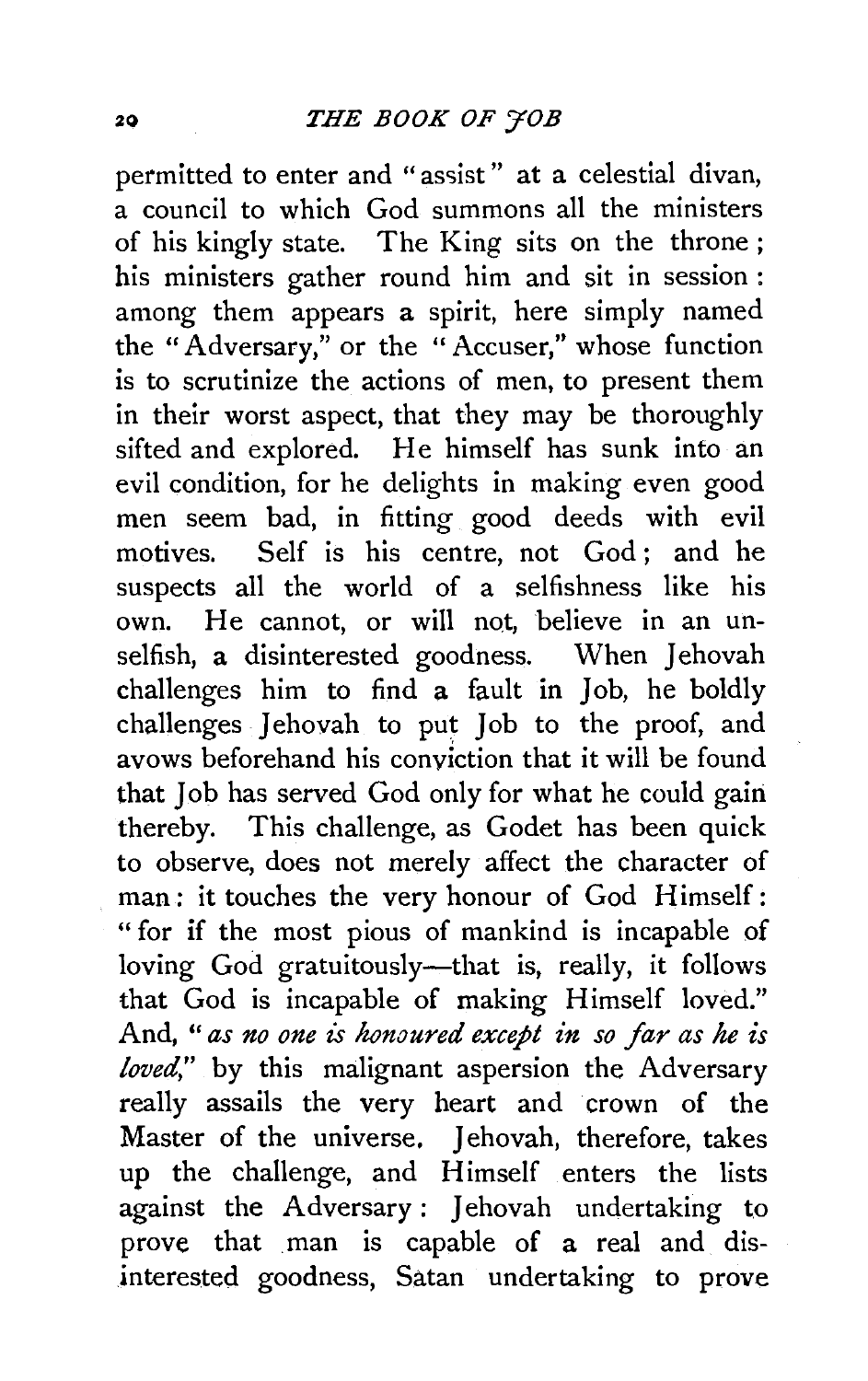permitted to enter and "assist" at a celestial divan, a council to which God summons all the ministers of his kingly state. The King sits on the throne; his ministers gather round him and sit in session: among them appears a spirit, here simply named the "Adversary," or the "Accuser," whose function is to scrutinize the actions of men, to present them in their worst aspect, that they may be thoroughly sifted and explored. He himself has sunk into an evil condition, for he delights in making even good men seem bad, in fitting good deeds with evil motives. Self is his centre, not God; and he suspects all the world of a selfishness like his own. He cannot, or will not, believe in an unselfish, a disinterested goodness. When Jehovah challenges him to find a fault in Job, he boldly challenges Jehovah to put Job to the proof, and avows beforehand his conviction that it will be found that Job has served God only for what he could gain thereby. This challenge, as Godet has been quick to observe, does not merely affect the character of man: it touches the very honour of God Himself: "for if the most pious of mankind is incapable of loving God gratuitously—that is, really, it follows that God is incapable of making Himself loved." And, "*as no one is honoured except in so far as he is loved*," by this malignant aspersion the Adversary really assails the very heart and crown of the Master of the universe. Jehovah, therefore, takes up the challenge, and Himself enters the lists against the Adversary: Jehovah undertaking to prove that man is capable of a real and disinterested goodness, Satan undertaking to prove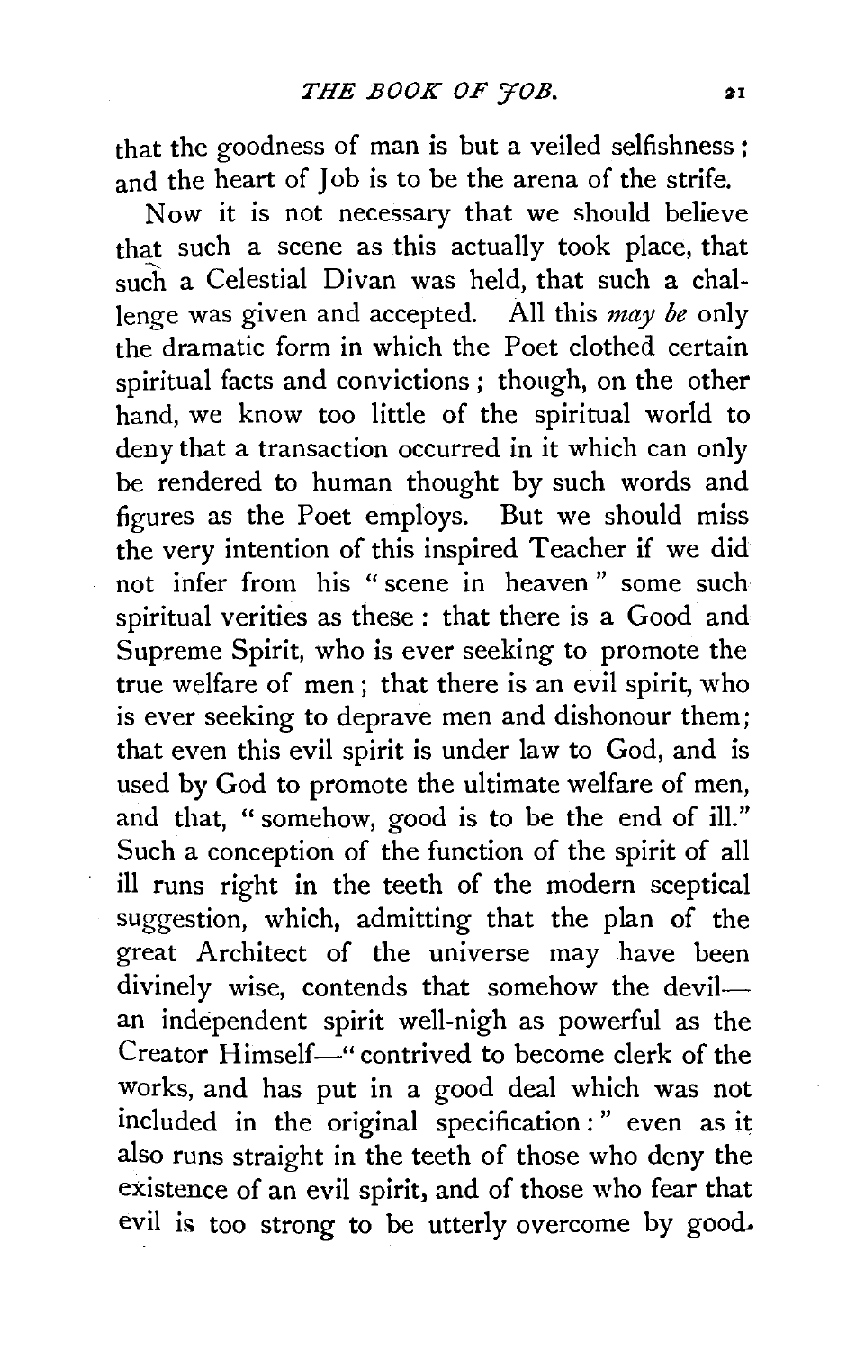that the goodness of man is but a veiled selfishness; and the heart of Job is to be the arena of the strife.

Now it is not necessary that we should believe that such a scene as this actually took place, that such a Celestial Divan was held, that such a challenge was given and accepted. All this *may be* only the dramatic form in which the Poet clothed certain spiritual facts and convictions; though, on the other hand, we know too little of the spiritual world to deny that a transaction occurred in it which can only be rendered to human thought by such words and figures as the Poet employs. But we should miss the very intention of this inspired Teacher if we did not infer from his "scene in heaven" some such spiritual verities as these: that there is a Good and Supreme Spirit, who is ever seeking to promote the true welfare of men; that there is an evil spirit, who is ever seeking to deprave men and dishonour them; that even this evil spirit is under law to God, and is used by God to promote the ultimate welfare of men, and that, "somehow, good is to be the end of ill." Such a conception of the function of the spirit of all ill runs right in the teeth of the modern sceptical suggestion, which, admitting that the plan of the great Architect of the universe may have been divinely wise, contends that somehow the devil—an independent spirit well-nigh as powerful as the Creator Himself—"contrived to become clerk of the works, and has put in a good deal which was not included in the original specification:" even as it also runs straight in the teeth of those who deny the existence of an evil spirit, and of those who fear that evil is too strong to be utterly overcome by good.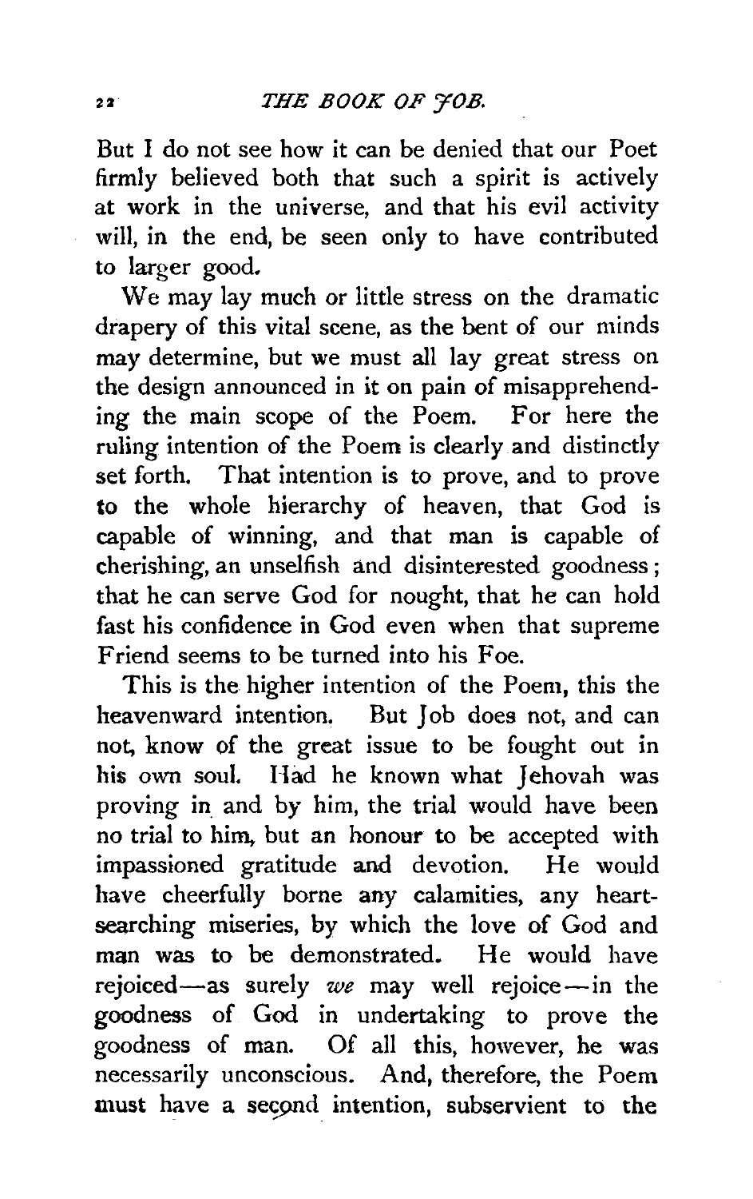But I do not see how it can be denied that our Poet firmly believed both that such a spirit is actively at work in the universe, and that his evil activity will, in the end, be seen only to have contributed to larger good.

We may lay much or little stress on the dramatic drapery of this vital scene, as the bent of our minds may determine, but we must all lay great stress on the design announced in it on pain of misapprehending the main scope of the Poem. For here the ruling intention of the Poem is clearly and distinctly set forth. That intention is to prove, and to prove to the whole hierarchy of heaven, that God is capable of winning, and that man is capable of cherishing, an unselfish and disinterested goodness; that he can serve God for nought, that he can hold fast his confidence in God even when that supreme Friend seems to be turned into his Foe.

This is the higher intention of the Poem, this the heavenward intention. But Job does not, and can not, know of the great issue to be fought out in his own soul. Had he known what Jehovah was proving in and by him, the trial would have been no trial to him, but an honour to be accepted with impassioned gratitude and devotion. He would have cheerfully borne any calamities, any heart-searching miseries, by which the love of God and man was to be demonstrated. He would have rejoiced—as surely *we* may well rejoice—in the goodness of God in undertaking to prove the goodness of man. Of all this, however, he was necessarily unconscious. And, therefore, the Poem must have a second intention, subservient to the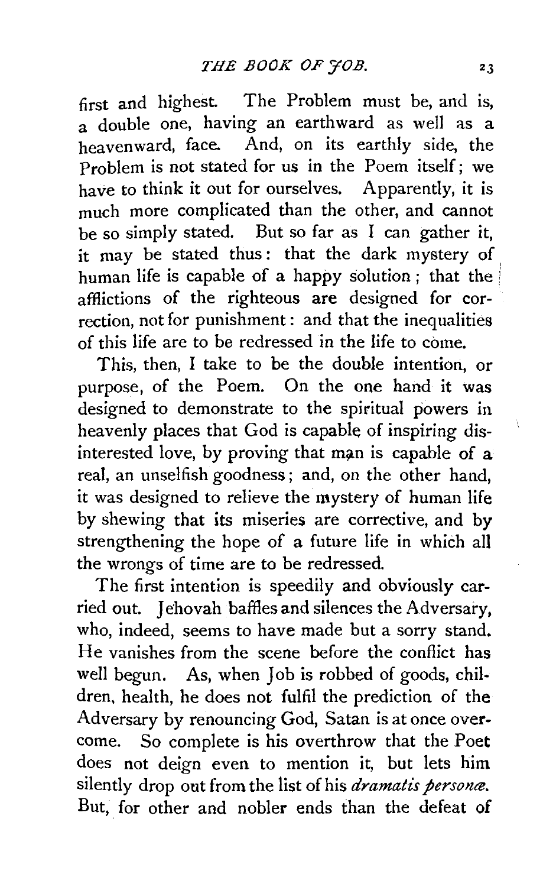first and highest. The Problem must be, and is, a double one, having an earthward as well as a heavenward, face. And, on its earthly side, the Problem is not stated for us in the Poem itself; we have to think it out for ourselves. Apparently, it is much more complicated than the other, and cannot be so simply stated. But so far as I can gather it, it may be stated thus: that the dark mystery of human life is capable of a happy solution; that the afflictions of the righteous are designed for correction, not for punishment: and that the inequalities of this life are to be redressed in the life to come.

This, then, I take to be the double intention, or purpose, of the Poem. On the one hand it was designed to demonstrate to the spiritual powers in heavenly places that God is capable of inspiring disinterested love, by proving that man is capable of a real, an unselfish goodness; and, on the other hand, it was designed to relieve the mystery of human life by shewing that its miseries are corrective, and by strengthening the hope of a future life in which all the wrongs of time are to be redressed.

The first intention is speedily and obviously carried out. Jehovah baffles and silences the Adversary, who, indeed, seems to have made but a sorry stand. He vanishes from the scene before the conflict has well begun. As, when Job is robbed of goods, children, health, he does not fulfil the prediction of the Adversary by renouncing God, Satan is at once overcome. So complete is his overthrow that the Poet does not deign even to mention it, but lets him silently drop out from the list of his *dramatis personæ*. But, for other and nobler ends than the defeat of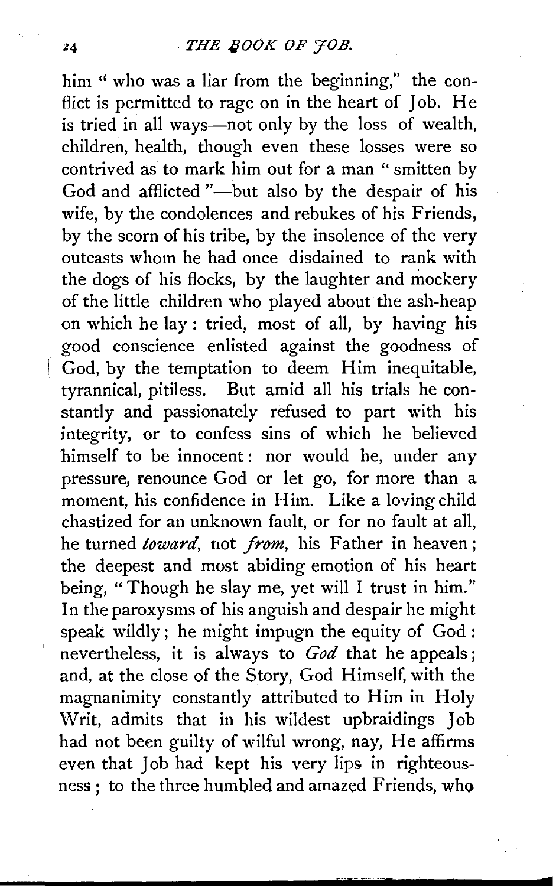him "who was a liar from the beginning," the conflict is permitted to rage on in the heart of Job. He is tried in all ways—not only by the loss of wealth, children, health, though even these losses were so contrived as to mark him out for a man "smitten by God and afflicted"—but also by the despair of his wife, by the condolences and rebukes of his Friends, by the scorn of his tribe, by the insolence of the very outcasts whom he had once disdained to rank with the dogs of his flocks, by the laughter and mockery of the little children who played about the ash-heap on which he lay: tried, most of all, by having his good conscience enlisted against the goodness of God, by the temptation to deem Him inequitable, tyrannical, pitiless. But amid all his trials he constantly and passionately refused to part with his integrity, or to confess sins of which he believed himself to be innocent: nor would he, under any pressure, renounce God or let go, for more than a moment, his confidence in Him. Like a loving child chastized for an unknown fault, or for no fault at all, he turned *toward*, not *from*, his Father in heaven; the deepest and most abiding emotion of his heart being, "Though he slay me, yet will I trust in him." In the paroxysms of his anguish and despair he might speak wildly; he might impugn the equity of God: nevertheless, it is always to *God* that he appeals; and, at the close of the Story, God Himself, with the magnanimity constantly attributed to Him in Holy Writ, admits that in his wildest upbraidings Job had not been guilty of wilful wrong, nay, He affirms even that Job had kept his very lips in righteousness; to the three humbled and amazed Friends, who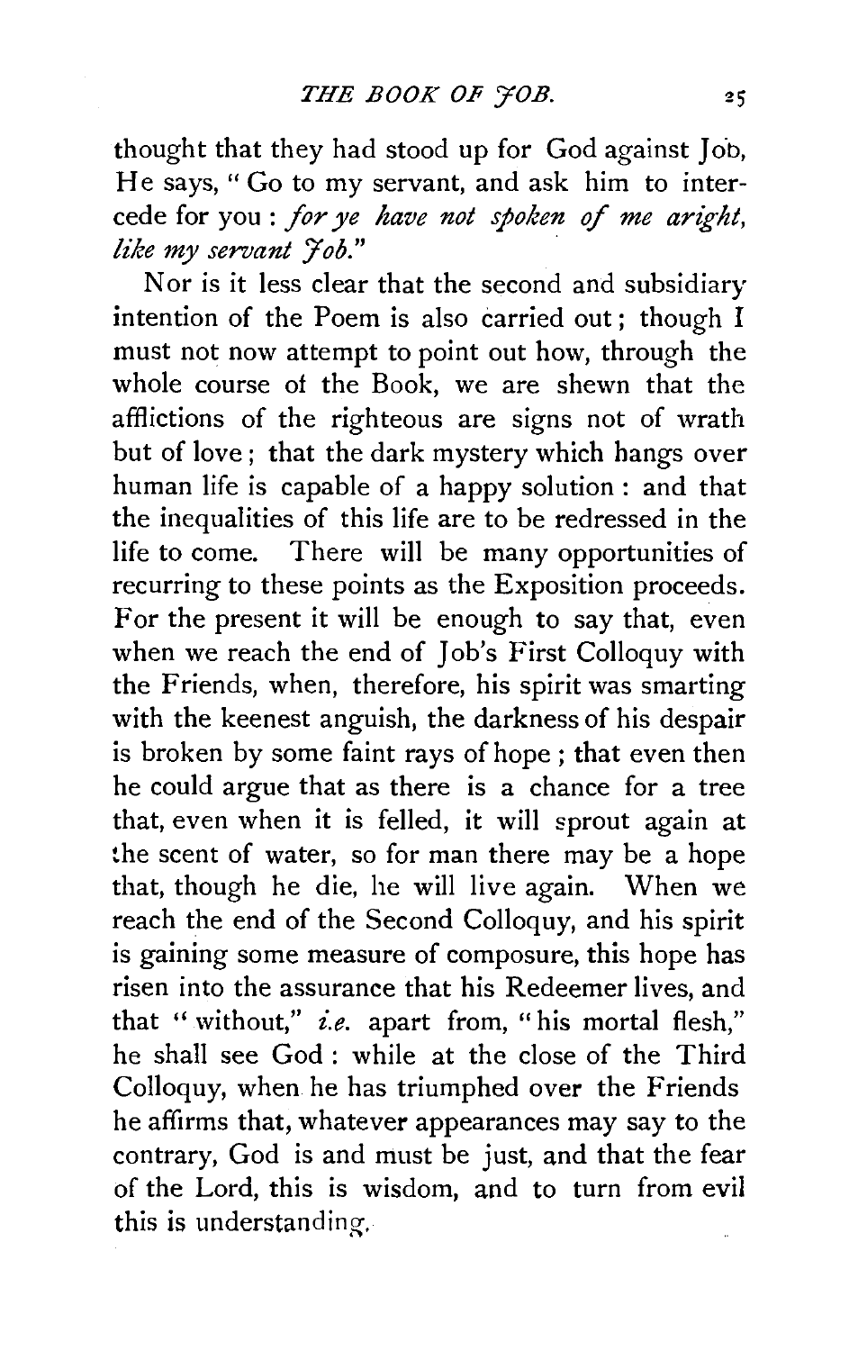thought that they had stood up for God against Job, He says, "Go to my servant, and ask him to intercede for you: *for ye have not spoken of me aright, like my servant Job.*"

Nor is it less clear that the second and subsidiary intention of the Poem is also carried out; though I must not now attempt to point out how, through the whole course of the Book, we are shewn that the afflictions of the righteous are signs not of wrath but of love; that the dark mystery which hangs over human life is capable of a happy solution: and that the inequalities of this life are to be redressed in the life to come. There will be many opportunities of recurring to these points as the Exposition proceeds. For the present it will be enough to say that, even when we reach the end of Job's First Colloquy with the Friends, when, therefore, his spirit was smarting with the keenest anguish, the darkness of his despair is broken by some faint rays of hope; that even then he could argue that as there is a chance for a tree that, even when it is felled, it will sprout again at the scent of water, so for man there may be a hope that, though he die, he will live again. When we reach the end of the Second Colloquy, and his spirit is gaining some measure of composure, this hope has risen into the assurance that his Redeemer lives, and that "without," *i.e.* apart from, "his mortal flesh," he shall see God: while at the close of the Third Colloquy, when he has triumphed over the Friends he affirms that, whatever appearances may say to the contrary, God is and must be just, and that the fear of the Lord, this is wisdom, and to turn from evil this is understanding.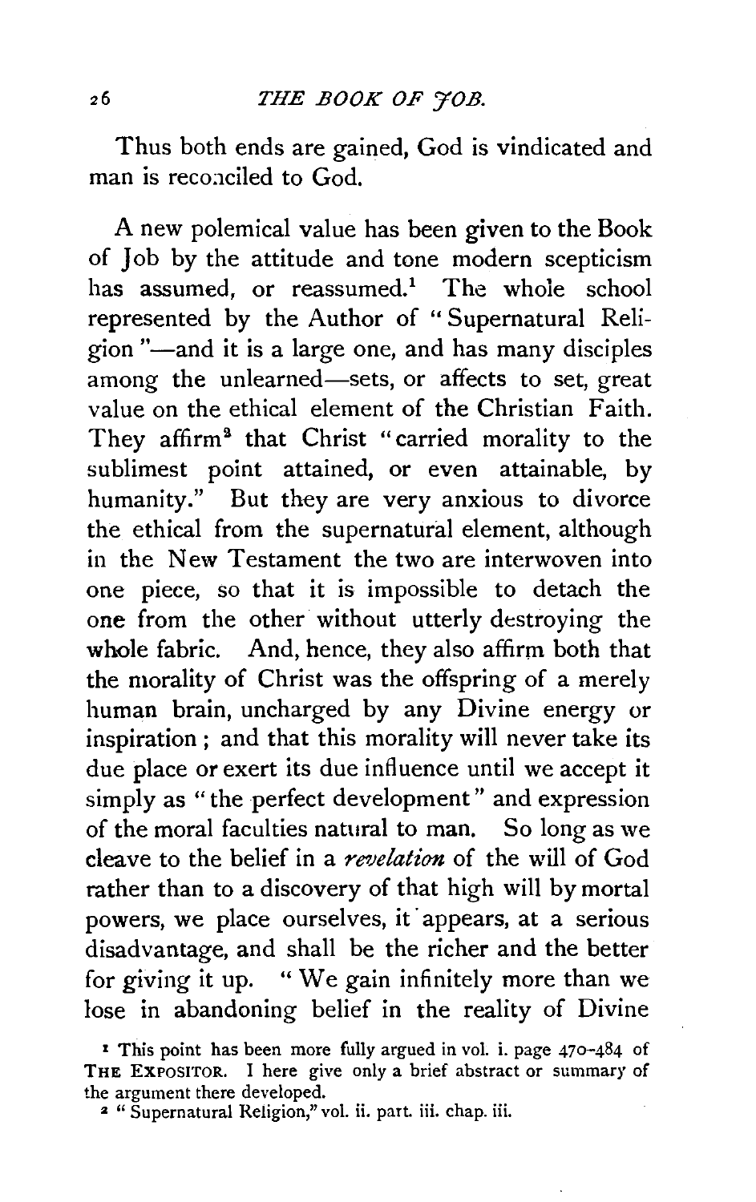Thus both ends are gained, God is vindicated and man is reconciled to God.

A new polemical value has been given to the Book of Job by the attitude and tone modern scepticism has assumed, or reassumed.[1] The whole school represented by the Author of "Supernatural Religion"—and it is a large one, and has many disciples among the unlearned—sets, or affects to set, great value on the ethical element of the Christian Faith. They affirm[2] that Christ "carried morality to the sublimest point attained, or even attainable, by humanity." But they are very anxious to divorce the ethical from the supernatural element, although in the New Testament the two are interwoven into one piece, so that it is impossible to detach the one from the other without utterly destroying the whole fabric. And, hence, they also affirm both that the morality of Christ was the offspring of a merely human brain, uncharged by any Divine energy or inspiration; and that this morality will never take its due place or exert its due influence until we accept it simply as "the perfect development" and expression of the moral faculties natural to man. So long as we cleave to the belief in a *revelation* of the will of God rather than to a discovery of that high will by mortal powers, we place ourselves, it appears, at a serious disadvantage, and shall be the richer and the better for giving it up. "We gain infinitely more than we lose in abandoning belief in the reality of Divine

[1] This point has been more fully argued in vol. i. page 470-484 of THE EXPOSITOR. I here give only a brief abstract or summary of the argument there developed.

[2] "Supernatural Religion," vol. ii. part. iii. chap. iii.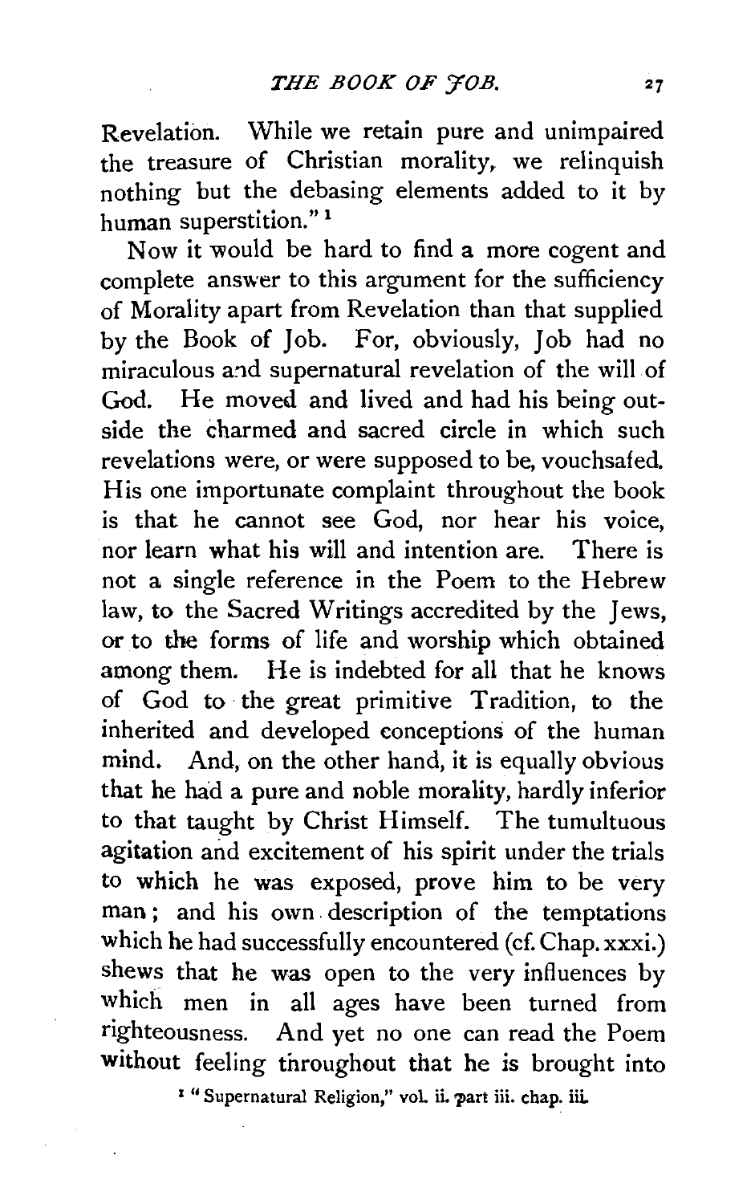Revelation. While we retain pure and unimpaired the treasure of Christian morality, we relinquish nothing but the debasing elements added to it by human superstition."[1]

Now it would be hard to find a more cogent and complete answer to this argument for the sufficiency of Morality apart from Revelation than that supplied by the Book of Job. For, obviously, Job had no miraculous and supernatural revelation of the will of God. He moved and lived and had his being outside the charmed and sacred circle in which such revelations were, or were supposed to be, vouchsafed. His one importunate complaint throughout the book is that he cannot see God, nor hear his voice, nor learn what his will and intention are. There is not a single reference in the Poem to the Hebrew law, to the Sacred Writings accredited by the Jews, or to the forms of life and worship which obtained among them. He is indebted for all that he knows of God to the great primitive Tradition, to the inherited and developed conceptions of the human mind. And, on the other hand, it is equally obvious that he had a pure and noble morality, hardly inferior to that taught by Christ Himself. The tumultuous agitation and excitement of his spirit under the trials to which he was exposed, prove him to be very man; and his own description of the temptations which he had successfully encountered (cf. Chap. xxxi.) shews that he was open to the very influences by which men in all ages have been turned from righteousness. And yet no one can read the Poem without feeling throughout that he is brought into

[1] "Supernatural Religion," vol. ii. part iii. chap. iii.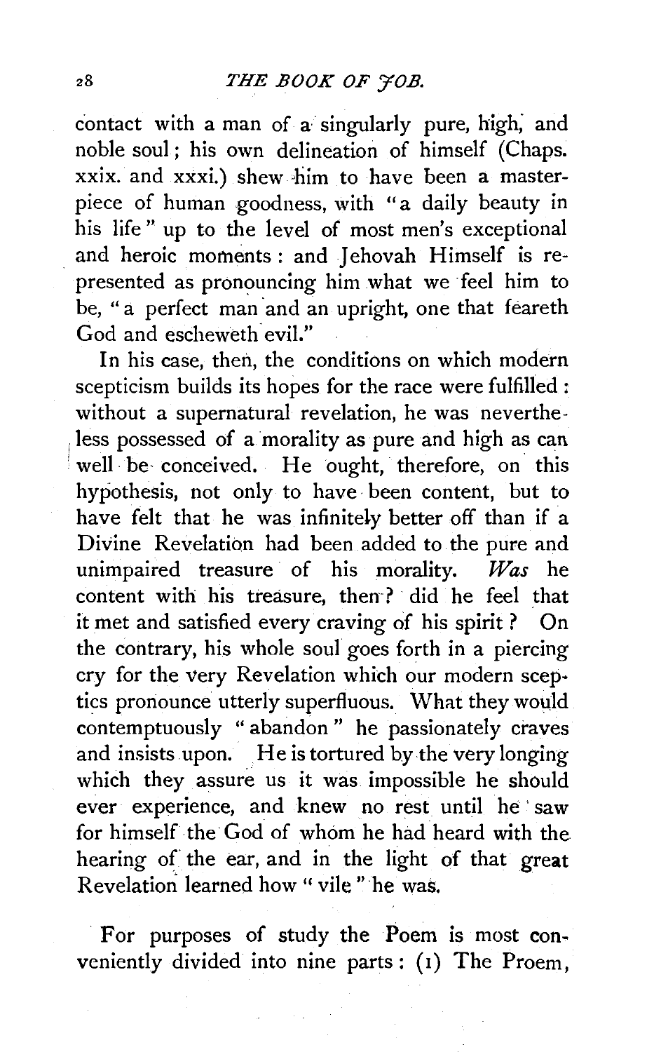contact with a man of a singularly pure, high, and noble soul; his own delineation of himself (Chaps. xxix. and xxxi.) shew him to have been a masterpiece of human goodness, with "a daily beauty in his life" up to the level of most men's exceptional and heroic moments: and Jehovah Himself is represented as pronouncing him what we feel him to be, "a perfect man and an upright, one that feareth God and escheweth evil."

In his case, then, the conditions on which modern scepticism builds its hopes for the race were fulfilled: without a supernatural revelation, he was nevertheless possessed of a morality as pure and high as can well be conceived. He ought, therefore, on this hypothesis, not only to have been content, but to have felt that he was infinitely better off than if a Divine Revelation had been added to the pure and unimpaired treasure of his morality. *Was* he content with his treasure, then? did he feel that it met and satisfied every craving of his spirit? On the contrary, his whole soul goes forth in a piercing cry for the very Revelation which our modern sceptics pronounce utterly superfluous. What they would contemptuously "abandon" he passionately craves and insists upon. He is tortured by the very longing which they assure us it was impossible he should ever experience, and knew no rest until he saw for himself the God of whom he had heard with the hearing of the ear, and in the light of that great Revelation learned how "vile" he was.

For purposes of study the Poem is most conveniently divided into nine parts: (1) The Proem,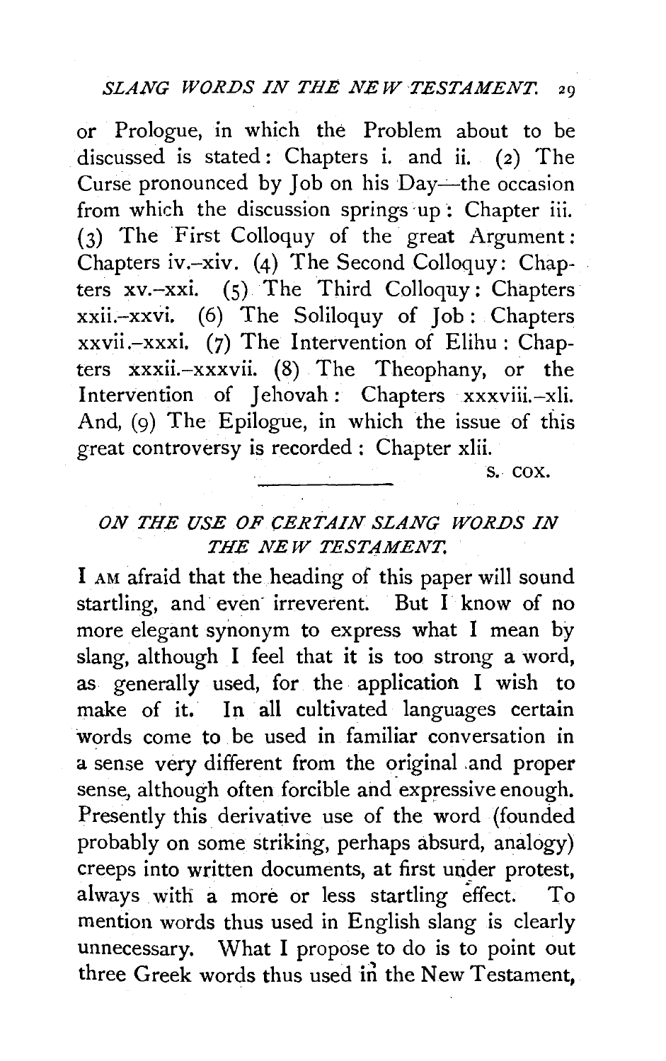or Prologue, in which the Problem about to be discussed is stated: Chapters i. and ii. (2) The Curse pronounced by Job on his Day—the occasion from which the discussion springs up: Chapter iii. (3) The First Colloquy of the great Argument: Chapters iv.–xiv. (4) The Second Colloquy: Chapters xv.–xxi. (5) The Third Colloquy: Chapters xxii.–xxvi. (6) The Soliloquy of Job: Chapters xxvii.–xxxi. (7) The Intervention of Elihu: Chapters xxxii.–xxxvii. (8) The Theophany, or the Intervention of Jehovah: Chapters xxxviii.–xli. And, (9) The Epilogue, in which the issue of this great controversy is recorded: Chapter xlii.

S. COX.

---

## *ON THE USE OF CERTAIN SLANG WORDS IN THE NEW TESTAMENT.*

I AM afraid that the heading of this paper will sound startling, and even irreverent. But I know of no more elegant synonym to express what I mean by slang, although I feel that it is too strong a word, as generally used, for the application I wish to make of it. In all cultivated languages certain words come to be used in familiar conversation in a sense very different from the original and proper sense, although often forcible and expressive enough. Presently this derivative use of the word (founded probably on some striking, perhaps absurd, analogy) creeps into written documents, at first under protest, always with a more or less startling effect. To mention words thus used in English slang is clearly unnecessary. What I propose to do is to point out three Greek words thus used in the New Testament,